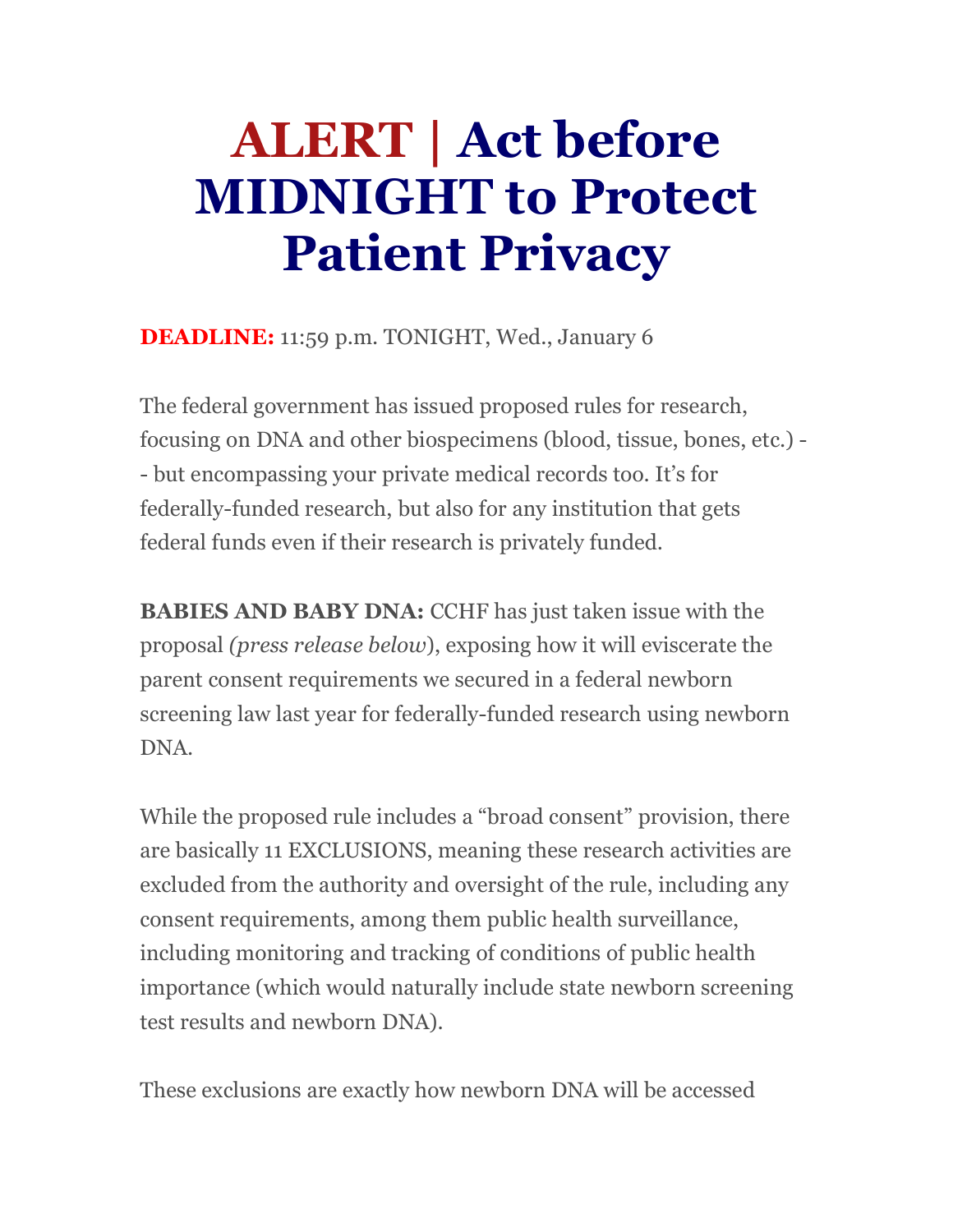# ALERT | Act before MIDNIGHT to Protect Patient Privacy

**DEADLINE:** 11:59 p.m. TONIGHT, Wed., January 6

The federal government has issued proposed rules for research, focusing on DNA and other biospecimens (blood, tissue, bones, etc.) -- but encompassing your private medical records too. It's for federally-funded research, but also for any institution that gets federal funds even if their research is privately funded.

**BABIES AND BABY DNA:** CCHF has just taken issue with the proposal *(press release below)*, exposing how it will eviscerate the parent consent requirements we secured in a federal newborn screening law last year for federally-funded research using newborn DNA.

While the proposed rule includes a "broad consent" provision, there are basically 11 EXCLUSIONS, meaning these research activities are excluded from the authority and oversight of the rule, including any consent requirements, among them public health surveillance, including monitoring and tracking of conditions of public health importance (which would naturally include state newborn screening test results and newborn DNA).

These exclusions are exactly how newborn DNA will be accessed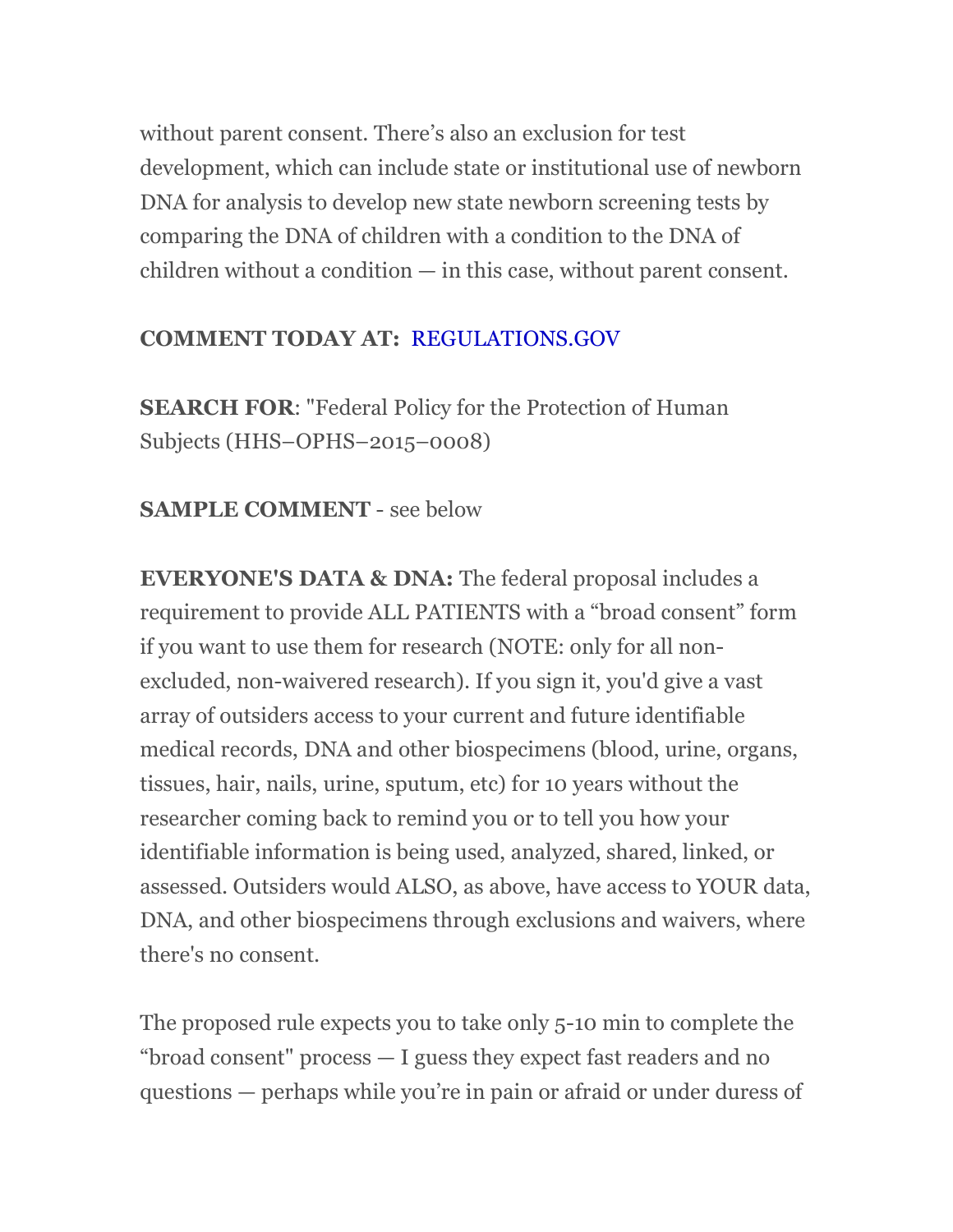without parent consent. There's also an exclusion for test development, which can include state or institutional use of newborn DNA for analysis to develop new state newborn screening tests by comparing the DNA of children with a condition to the DNA of children without a condition — in this case, without parent consent.

**COMMENT TODAY AT:** REGULATIONS.GOV

**SEARCH FOR**: "Federal Policy for the Protection of Human Subjects (HHS–OPHS–2015–0008)

**SAMPLE COMMENT** - see below

**EVERYONE'S DATA & DNA:** The federal proposal includes a requirement to provide ALL PATIENTS with a "broad consent" form if you want to use them for research (NOTE: only for all non-excluded, non-waivered research). If you sign it, you'd give a vast array of outsiders access to your current and future identifiable medical records, DNA and other biospecimens (blood, urine, organs, tissues, hair, nails, urine, sputum, etc) for 10 years without the researcher coming back to remind you or to tell you how your identifiable information is being used, analyzed, shared, linked, or assessed. Outsiders would ALSO, as above, have access to YOUR data, DNA, and other biospecimens through exclusions and waivers, where there's no consent.

The proposed rule expects you to take only 5-10 min to complete the "broad consent" process — I guess they expect fast readers and no questions — perhaps while you're in pain or afraid or under duress of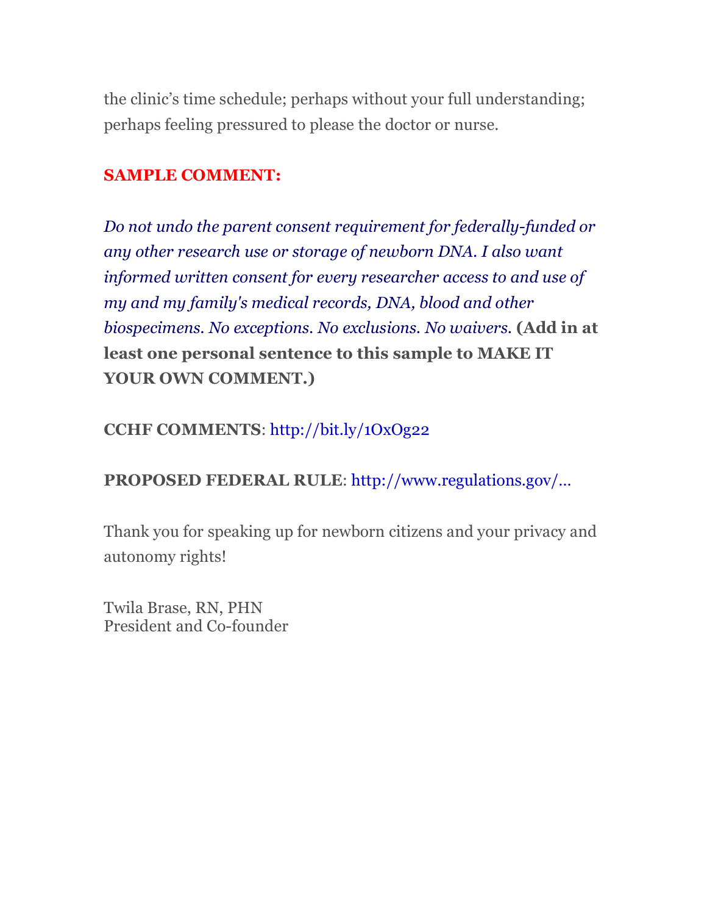the clinic's time schedule; perhaps without your full understanding; perhaps feeling pressured to please the doctor or nurse.

**SAMPLE COMMENT:**

*Do not undo the parent consent requirement for federally-funded or any other research use or storage of newborn DNA. I also want informed written consent for every researcher access to and use of my and my family's medical records, DNA, blood and other biospecimens. No exceptions. No exclusions. No waivers.* **(Add in at least one personal sentence to this sample to MAKE IT YOUR OWN COMMENT.)**

**CCHF COMMENTS**: http://bit.ly/1OxOg22

**PROPOSED FEDERAL RULE**: http://www.regulations.gov/...

Thank you for speaking up for newborn citizens and your privacy and autonomy rights!

Twila Brase, RN, PHN
President and Co-founder